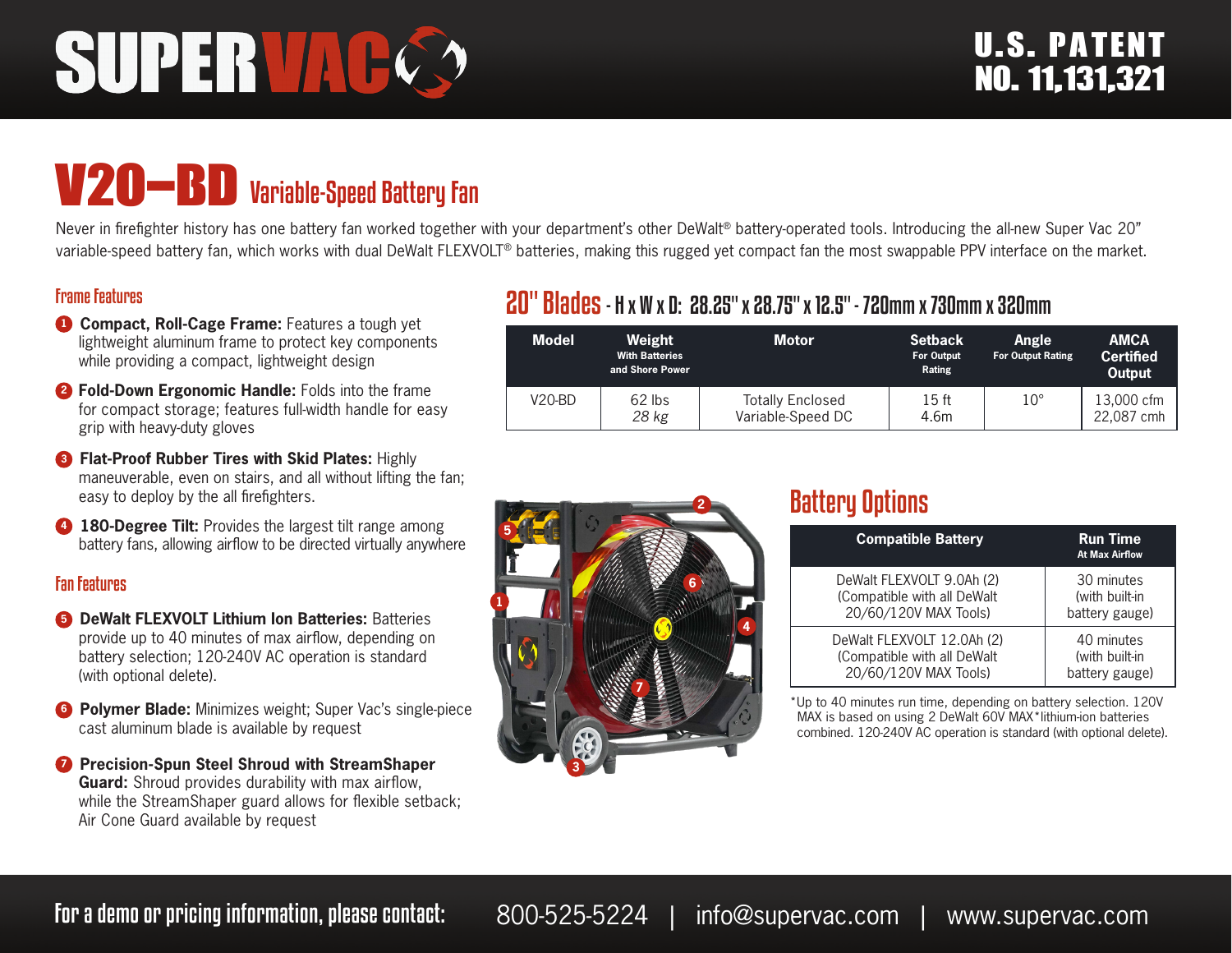# SUPERVAC

U.S. PATENT NO. 11,131,321

# V20–BD Variable-Speed Battery Fan

Never in firefighter history has one battery fan worked together with your department's other DeWalt® battery-operated tools. Introducing the all-new Super Vac 20" variable-speed battery fan, which works with dual DeWalt FLEXVOLT® batteries, making this rugged yet compact fan the most swappable PPV interface on the market.

## Frame Features

1. **Compact, Roll-Cage Frame:** Features a tough yet lightweight aluminum frame to protect key components while providing a compact, lightweight design
2. **Fold-Down Ergonomic Handle:** Folds into the frame for compact storage; features full-width handle for easy grip with heavy-duty gloves
3. **Flat-Proof Rubber Tires with Skid Plates:** Highly maneuverable, even on stairs, and all without lifting the fan; easy to deploy by the all firefighters.
4. **180-Degree Tilt:** Provides the largest tilt range among battery fans, allowing airflow to be directed virtually anywhere

## Fan Features

5. **DeWalt FLEXVOLT Lithium Ion Batteries:** Batteries provide up to 40 minutes of max airflow, depending on battery selection; 120-240V AC operation is standard (with optional delete).
6. **Polymer Blade:** Minimizes weight; Super Vac's single-piece cast aluminum blade is available by request
7. **Precision-Spun Steel Shroud with StreamShaper Guard:** Shroud provides durability with max airflow, while the StreamShaper guard allows for flexible setback; Air Cone Guard available by request

## 20" Blades - H x W x D: 28.25" x 28.75" x 12.5" - 720mm x 730mm x 320mm

| Model | Weight With Batteries and Shore Power | Motor | Setback For Output Rating | Angle For Output Rating | AMCA Certified Output |
|---|---|---|---|---|---|
| V20-BD | 62 lbs *28 kg* | Totally Enclosed Variable-Speed DC | 15 ft 4.6m | 10° | 13,000 cfm 22,087 cmh |

## Battery Options

| Compatible Battery | Run Time At Max Airflow |
|---|---|
| DeWalt FLEXVOLT 9.0Ah (2) (Compatible with all DeWalt 20/60/120V MAX Tools) | 30 minutes (with built-in battery gauge) |
| DeWalt FLEXVOLT 12.0Ah (2) (Compatible with all DeWalt 20/60/120V MAX Tools) | 40 minutes (with built-in battery gauge) |

*Up to 40 minutes run time, depending on battery selection. 120V MAX is based on using 2 DeWalt 60V MAX*lithium-ion batteries combined. 120-240V AC operation is standard (with optional delete).

**For a demo or pricing information, please contact:** 800-525-5224 | info@supervac.com | www.supervac.com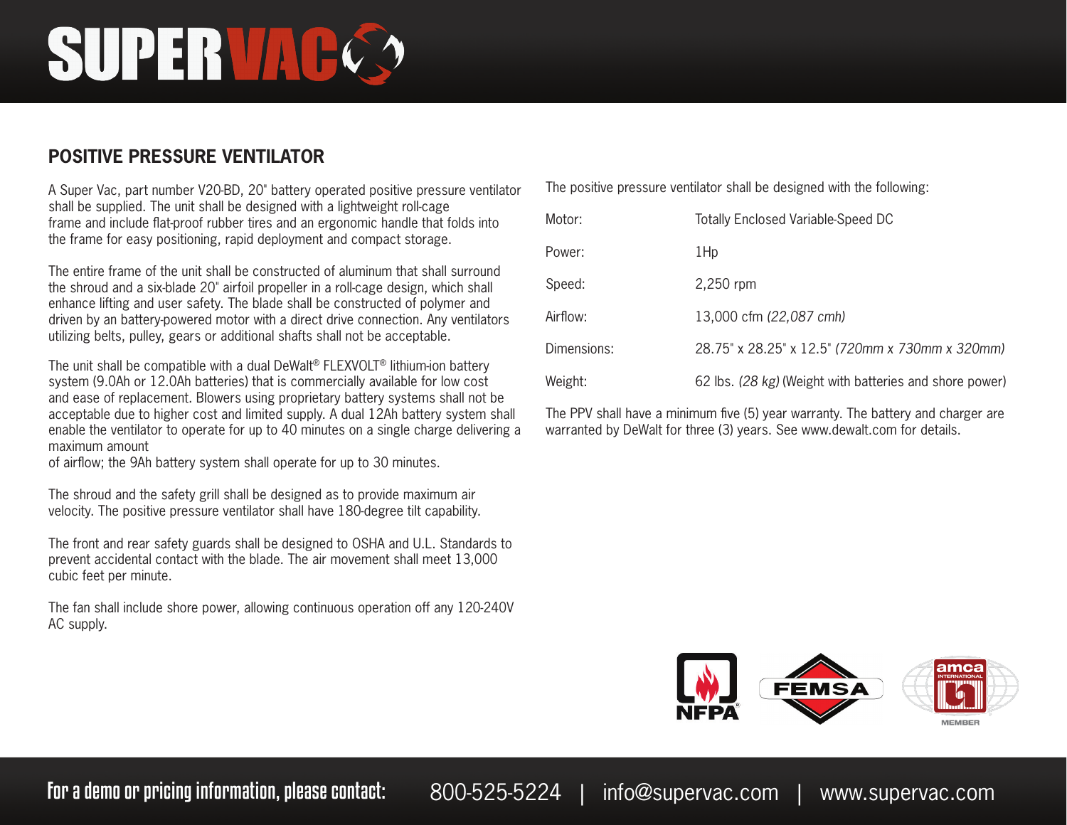## POSITIVE PRESSURE VENTILATOR

A Super Vac, part number V20-BD, 20" battery operated positive pressure ventilator shall be supplied. The unit shall be designed with a lightweight roll-cage frame and include flat-proof rubber tires and an ergonomic handle that folds into the frame for easy positioning, rapid deployment and compact storage.

The entire frame of the unit shall be constructed of aluminum that shall surround the shroud and a six-blade 20" airfoil propeller in a roll-cage design, which shall enhance lifting and user safety. The blade shall be constructed of polymer and driven by an battery-powered motor with a direct drive connection. Any ventilators utilizing belts, pulley, gears or additional shafts shall not be acceptable.

The unit shall be compatible with a dual DeWalt® FLEXVOLT® lithium-ion battery system (9.0Ah or 12.0Ah batteries) that is commercially available for low cost and ease of replacement. Blowers using proprietary battery systems shall not be acceptable due to higher cost and limited supply. A dual 12Ah battery system shall enable the ventilator to operate for up to 40 minutes on a single charge delivering a maximum amount of airflow; the 9Ah battery system shall operate for up to 30 minutes.

The shroud and the safety grill shall be designed as to provide maximum air velocity. The positive pressure ventilator shall have 180-degree tilt capability.

The front and rear safety guards shall be designed to OSHA and U.L. Standards to prevent accidental contact with the blade. The air movement shall meet 13,000 cubic feet per minute.

The fan shall include shore power, allowing continuous operation off any 120-240V AC supply.

The positive pressure ventilator shall be designed with the following:

| | |
|---|---|
| Motor: | Totally Enclosed Variable-Speed DC |
| Power: | 1Hp |
| Speed: | 2,250 rpm |
| Airflow: | 13,000 cfm *(22,087 cmh)* |
| Dimensions: | 28.75" x 28.25" x 12.5" *(720mm x 730mm x 320mm)* |
| Weight: | 62 lbs. *(28 kg)* (Weight with batteries and shore power) |

The PPV shall have a minimum five (5) year warranty. The battery and charger are warranted by DeWalt for three (3) years. See www.dewalt.com for details.

**For a demo or pricing information, please contact:** 800-525-5224 | info@supervac.com | www.supervac.com